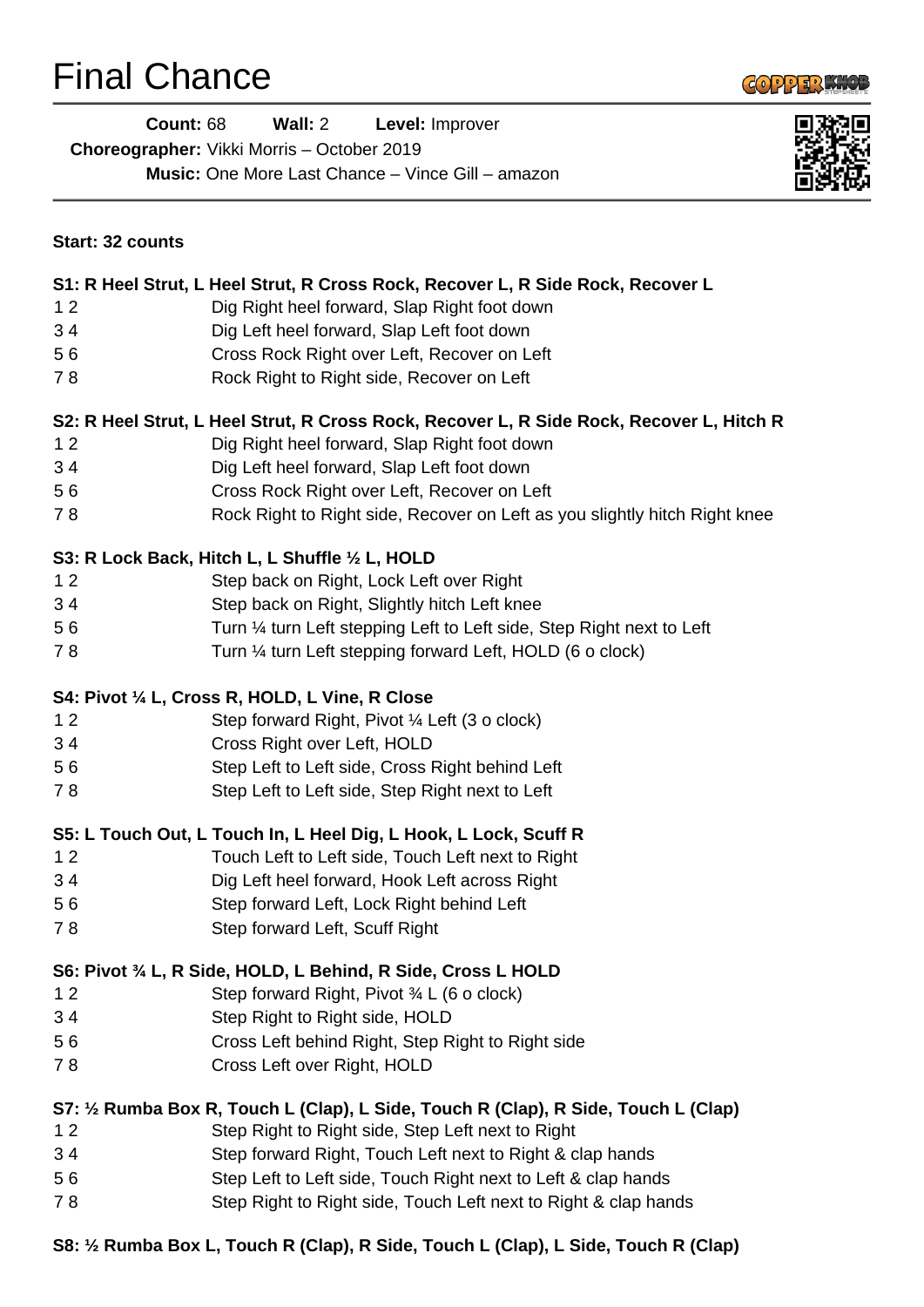# Final Chance

**Count:** 68 **Wall:** 2 **Level:** Improver

**Choreographer:** Vikki Morris – October 2019

**Music:** One More Last Chance – Vince Gill – amazon

**Start: 32 counts**

**S1: R Heel Strut, L Heel Strut, R Cross Rock, Recover L, R Side Rock, Recover L**

| | |
|---|---|
| 1 2 | Dig Right heel forward, Slap Right foot down |
| 3 4 | Dig Left heel forward, Slap Left foot down |
| 5 6 | Cross Rock Right over Left, Recover on Left |
| 7 8 | Rock Right to Right side, Recover on Left |

**S2: R Heel Strut, L Heel Strut, R Cross Rock, Recover L, R Side Rock, Recover L, Hitch R**

| | |
|---|---|
| 1 2 | Dig Right heel forward, Slap Right foot down |
| 3 4 | Dig Left heel forward, Slap Left foot down |
| 5 6 | Cross Rock Right over Left, Recover on Left |
| 7 8 | Rock Right to Right side, Recover on Left as you slightly hitch Right knee |

**S3: R Lock Back, Hitch L, L Shuffle ½ L, HOLD**

| | |
|---|---|
| 1 2 | Step back on Right, Lock Left over Right |
| 3 4 | Step back on Right, Slightly hitch Left knee |
| 5 6 | Turn ¼ turn Left stepping Left to Left side, Step Right next to Left |
| 7 8 | Turn ¼ turn Left stepping forward Left, HOLD (6 o clock) |

**S4: Pivot ¼ L, Cross R, HOLD, L Vine, R Close**

| | |
|---|---|
| 1 2 | Step forward Right, Pivot ¼ Left (3 o clock) |
| 3 4 | Cross Right over Left, HOLD |
| 5 6 | Step Left to Left side, Cross Right behind Left |
| 7 8 | Step Left to Left side, Step Right next to Left |

**S5: L Touch Out, L Touch In, L Heel Dig, L Hook, L Lock, Scuff R**

| | |
|---|---|
| 1 2 | Touch Left to Left side, Touch Left next to Right |
| 3 4 | Dig Left heel forward, Hook Left across Right |
| 5 6 | Step forward Left, Lock Right behind Left |
| 7 8 | Step forward Left, Scuff Right |

**S6: Pivot ¾ L, R Side, HOLD, L Behind, R Side, Cross L HOLD**

| | |
|---|---|
| 1 2 | Step forward Right, Pivot ¾ L (6 o clock) |
| 3 4 | Step Right to Right side, HOLD |
| 5 6 | Cross Left behind Right, Step Right to Right side |
| 7 8 | Cross Left over Right, HOLD |

**S7: ½ Rumba Box R, Touch L (Clap), L Side, Touch R (Clap), R Side, Touch L (Clap)**

| | |
|---|---|
| 1 2 | Step Right to Right side, Step Left next to Right |
| 3 4 | Step forward Right, Touch Left next to Right & clap hands |
| 5 6 | Step Left to Left side, Touch Right next to Left & clap hands |
| 7 8 | Step Right to Right side, Touch Left next to Right & clap hands |

**S8: ½ Rumba Box L, Touch R (Clap), R Side, Touch L (Clap), L Side, Touch R (Clap)**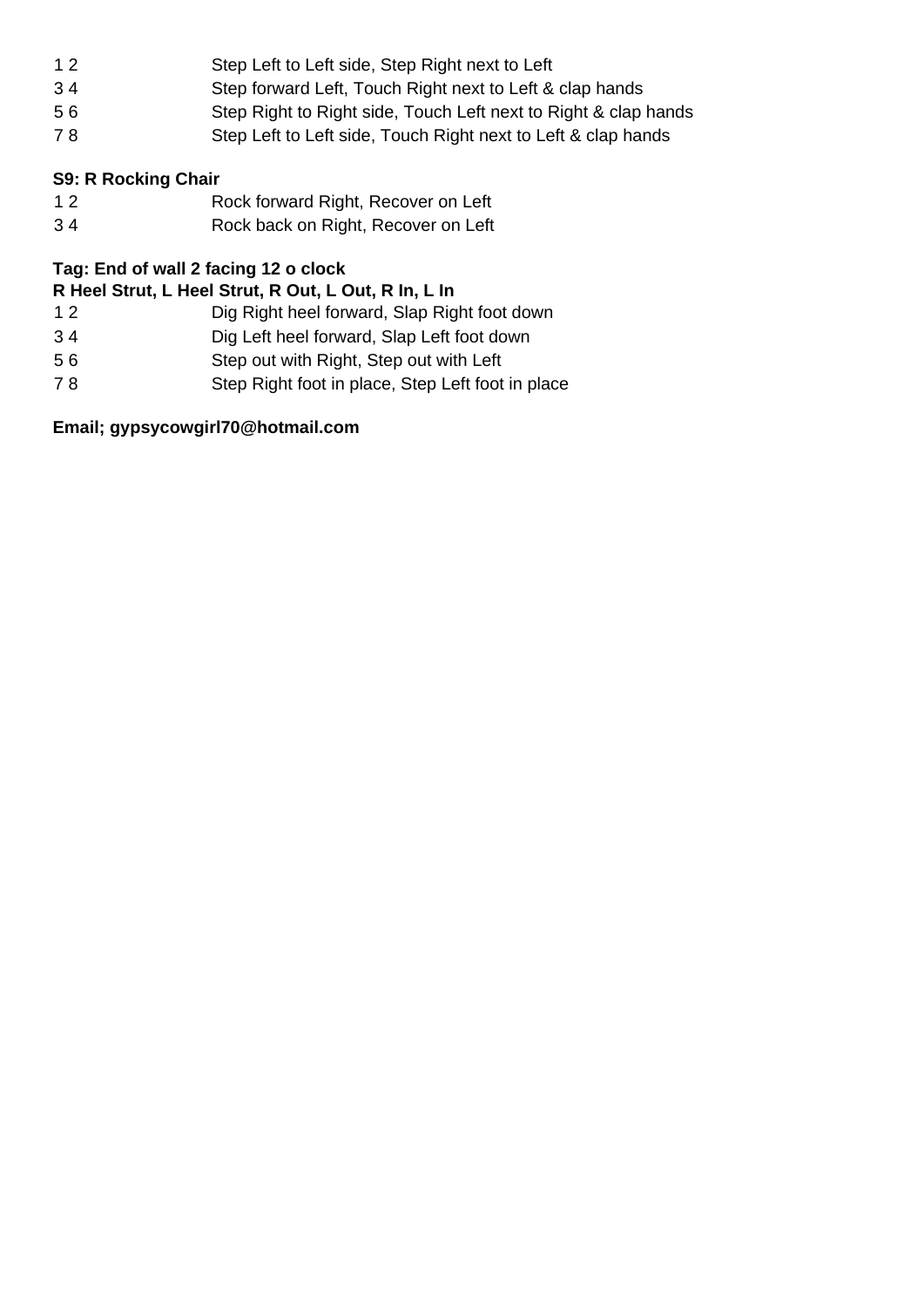1 2 Step Left to Left side, Step Right next to Left
3 4 Step forward Left, Touch Right next to Left & clap hands
5 6 Step Right to Right side, Touch Left next to Right & clap hands
7 8 Step Left to Left side, Touch Right next to Left & clap hands

**S9: R Rocking Chair**

1 2 Rock forward Right, Recover on Left
3 4 Rock back on Right, Recover on Left

**Tag: End of wall 2 facing 12 o clock**
**R Heel Strut, L Heel Strut, R Out, L Out, R In, L In**

1 2 Dig Right heel forward, Slap Right foot down
3 4 Dig Left heel forward, Slap Left foot down
5 6 Step out with Right, Step out with Left
7 8 Step Right foot in place, Step Left foot in place

**Email; gypsycowgirl70@hotmail.com**